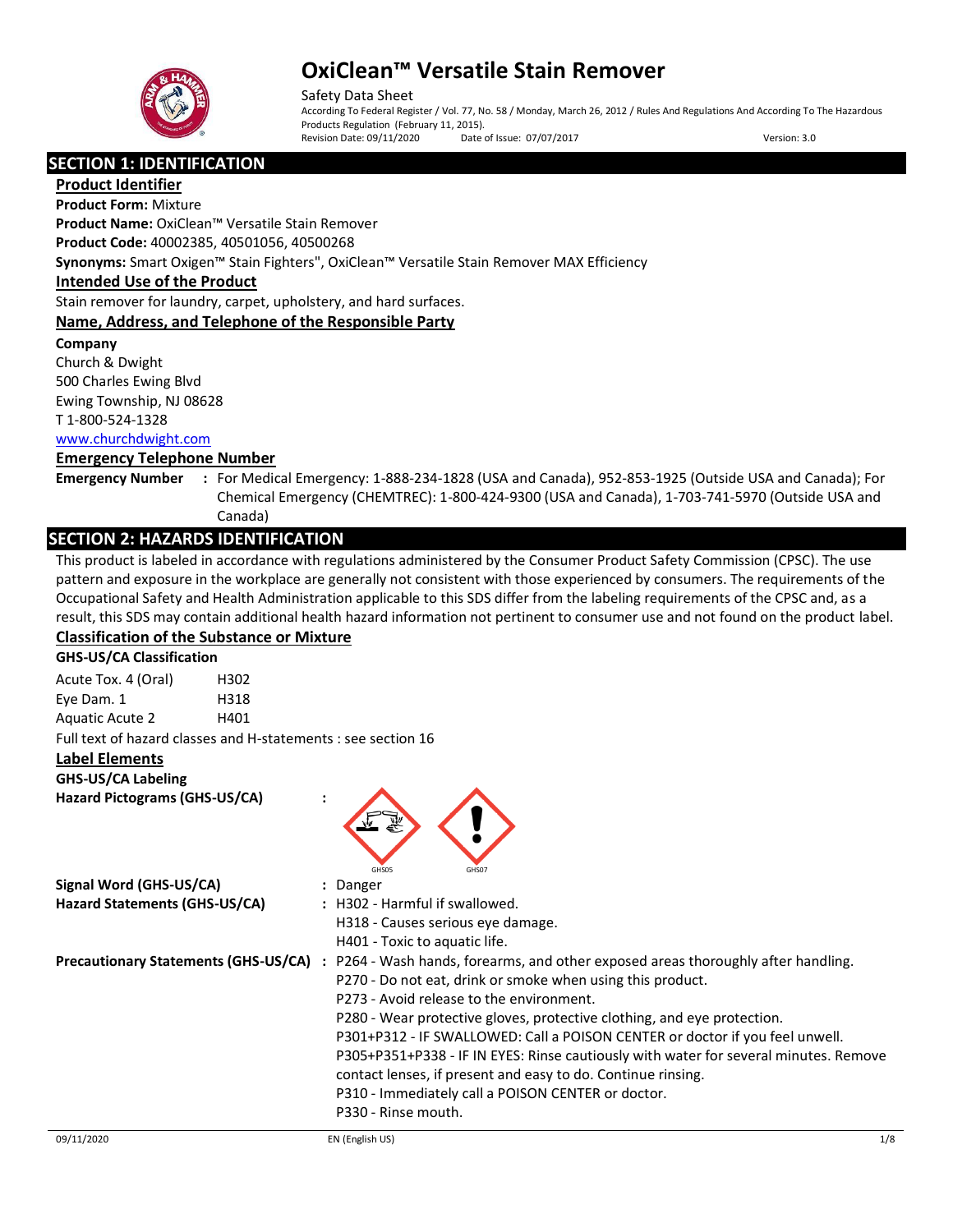# OxiClean™ Versatile Stain Remover

Safety Data Sheet

According To Federal Register / Vol. 77, No. 58 / Monday, March 26, 2012 / Rules And Regulations And According To The Hazardous Products Regulation (February 11, 2015).

Revision Date: 09/11/2020 Date of Issue: 07/07/2017 Version: 3.0

## SECTION 1: IDENTIFICATION

### Product Identifier

**Product Form:** Mixture

**Product Name:** OxiClean™ Versatile Stain Remover

**Product Code:** 40002385, 40501056, 40500268

**Synonyms:** Smart Oxigen™ Stain Fighters", OxiClean™ Versatile Stain Remover MAX Efficiency

### Intended Use of the Product

Stain remover for laundry, carpet, upholstery, and hard surfaces.

### Name, Address, and Telephone of the Responsible Party

**Company**

Church & Dwight
500 Charles Ewing Blvd
Ewing Township, NJ 08628
T 1-800-524-1328
www.churchdwight.com

### Emergency Telephone Number

**Emergency Number** : For Medical Emergency: 1-888-234-1828 (USA and Canada), 952-853-1925 (Outside USA and Canada); For Chemical Emergency (CHEMTREC): 1-800-424-9300 (USA and Canada), 1-703-741-5970 (Outside USA and Canada)

## SECTION 2: HAZARDS IDENTIFICATION

This product is labeled in accordance with regulations administered by the Consumer Product Safety Commission (CPSC). The use pattern and exposure in the workplace are generally not consistent with those experienced by consumers. The requirements of the Occupational Safety and Health Administration applicable to this SDS differ from the labeling requirements of the CPSC and, as a result, this SDS may contain additional health hazard information not pertinent to consumer use and not found on the product label.

### Classification of the Substance or Mixture

**GHS-US/CA Classification**

| | |
|---|---|
| Acute Tox. 4 (Oral) | H302 |
| Eye Dam. 1 | H318 |
| Aquatic Acute 2 | H401 |

Full text of hazard classes and H-statements : see section 16

### Label Elements

**GHS-US/CA Labeling**

**Hazard Pictograms (GHS-US/CA)** :

GHS05 GHS07

**Signal Word (GHS-US/CA)** : Danger

**Hazard Statements (GHS-US/CA)** : H302 - Harmful if swallowed.
H318 - Causes serious eye damage.
H401 - Toxic to aquatic life.

**Precautionary Statements (GHS-US/CA)** : P264 - Wash hands, forearms, and other exposed areas thoroughly after handling.
P270 - Do not eat, drink or smoke when using this product.
P273 - Avoid release to the environment.
P280 - Wear protective gloves, protective clothing, and eye protection.
P301+P312 - IF SWALLOWED: Call a POISON CENTER or doctor if you feel unwell.
P305+P351+P338 - IF IN EYES: Rinse cautiously with water for several minutes. Remove contact lenses, if present and easy to do. Continue rinsing.
P310 - Immediately call a POISON CENTER or doctor.
P330 - Rinse mouth.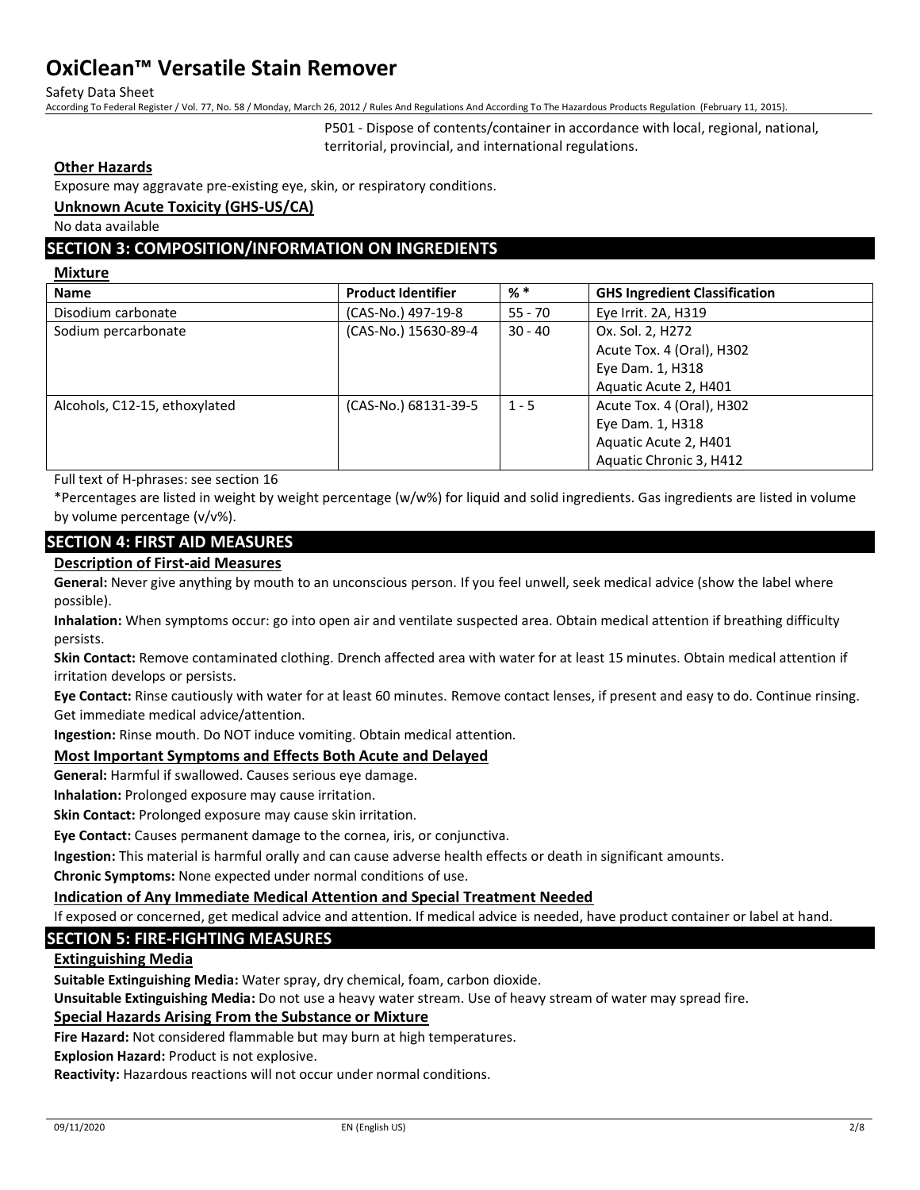P501 - Dispose of contents/container in accordance with local, regional, national, territorial, provincial, and international regulations.

**Other Hazards**

Exposure may aggravate pre-existing eye, skin, or respiratory conditions.

**Unknown Acute Toxicity (GHS-US/CA)**

No data available

## SECTION 3: COMPOSITION/INFORMATION ON INGREDIENTS

**Mixture**

| Name | Product Identifier | % * | GHS Ingredient Classification |
|---|---|---|---|
| Disodium carbonate | (CAS-No.) 497-19-8 | 55 - 70 | Eye Irrit. 2A, H319 |
| Sodium percarbonate | (CAS-No.) 15630-89-4 | 30 - 40 | Ox. Sol. 2, H272<br>Acute Tox. 4 (Oral), H302<br>Eye Dam. 1, H318<br>Aquatic Acute 2, H401 |
| Alcohols, C12-15, ethoxylated | (CAS-No.) 68131-39-5 | 1 - 5 | Acute Tox. 4 (Oral), H302<br>Eye Dam. 1, H318<br>Aquatic Acute 2, H401<br>Aquatic Chronic 3, H412 |

Full text of H-phrases: see section 16

*Percentages are listed in weight by weight percentage (w/w%) for liquid and solid ingredients. Gas ingredients are listed in volume by volume percentage (v/v%).

## SECTION 4: FIRST AID MEASURES

**Description of First-aid Measures**

**General:** Never give anything by mouth to an unconscious person. If you feel unwell, seek medical advice (show the label where possible).

**Inhalation:** When symptoms occur: go into open air and ventilate suspected area. Obtain medical attention if breathing difficulty persists.

**Skin Contact:** Remove contaminated clothing. Drench affected area with water for at least 15 minutes. Obtain medical attention if irritation develops or persists.

**Eye Contact:** Rinse cautiously with water for at least 60 minutes. Remove contact lenses, if present and easy to do. Continue rinsing. Get immediate medical advice/attention.

**Ingestion:** Rinse mouth. Do NOT induce vomiting. Obtain medical attention.

**Most Important Symptoms and Effects Both Acute and Delayed**

**General:** Harmful if swallowed. Causes serious eye damage.

**Inhalation:** Prolonged exposure may cause irritation.

**Skin Contact:** Prolonged exposure may cause skin irritation.

**Eye Contact:** Causes permanent damage to the cornea, iris, or conjunctiva.

**Ingestion:** This material is harmful orally and can cause adverse health effects or death in significant amounts.

**Chronic Symptoms:** None expected under normal conditions of use.

**Indication of Any Immediate Medical Attention and Special Treatment Needed**

If exposed or concerned, get medical advice and attention. If medical advice is needed, have product container or label at hand.

## SECTION 5: FIRE-FIGHTING MEASURES

**Extinguishing Media**

**Suitable Extinguishing Media:** Water spray, dry chemical, foam, carbon dioxide.

**Unsuitable Extinguishing Media:** Do not use a heavy water stream. Use of heavy stream of water may spread fire.

**Special Hazards Arising From the Substance or Mixture**

**Fire Hazard:** Not considered flammable but may burn at high temperatures.

**Explosion Hazard:** Product is not explosive.

**Reactivity:** Hazardous reactions will not occur under normal conditions.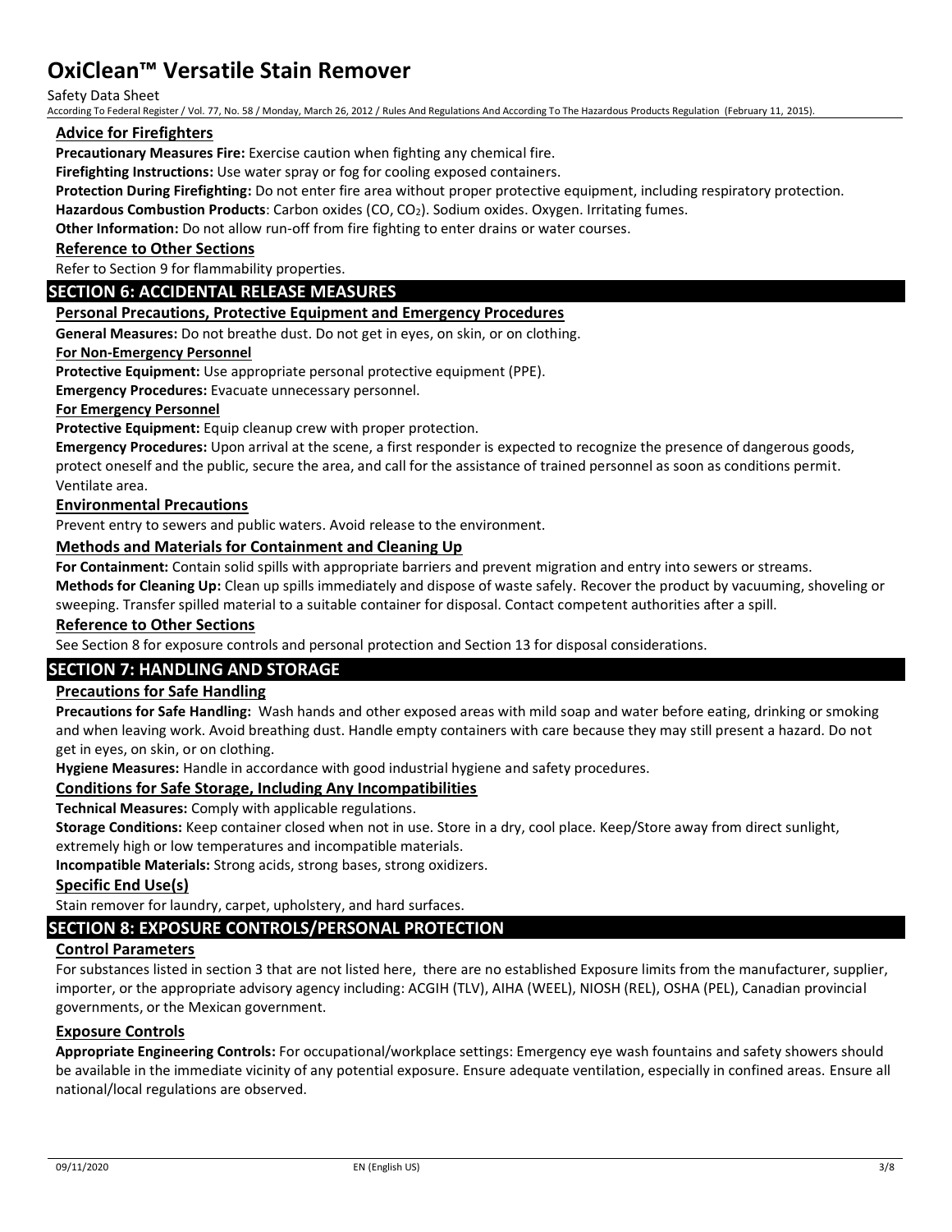### Advice for Firefighters

**Precautionary Measures Fire:** Exercise caution when fighting any chemical fire.

**Firefighting Instructions:** Use water spray or fog for cooling exposed containers.

**Protection During Firefighting:** Do not enter fire area without proper protective equipment, including respiratory protection.

**Hazardous Combustion Products**: Carbon oxides ($CO$, $CO_2$). Sodium oxides. Oxygen. Irritating fumes.

**Other Information:** Do not allow run-off from fire fighting to enter drains or water courses.

### Reference to Other Sections

Refer to Section 9 for flammability properties.

## SECTION 6: ACCIDENTAL RELEASE MEASURES

### Personal Precautions, Protective Equipment and Emergency Procedures

**General Measures:** Do not breathe dust. Do not get in eyes, on skin, or on clothing.

#### For Non-Emergency Personnel

**Protective Equipment:** Use appropriate personal protective equipment (PPE).

**Emergency Procedures:** Evacuate unnecessary personnel.

#### For Emergency Personnel

**Protective Equipment:** Equip cleanup crew with proper protection.

**Emergency Procedures:** Upon arrival at the scene, a first responder is expected to recognize the presence of dangerous goods, protect oneself and the public, secure the area, and call for the assistance of trained personnel as soon as conditions permit. Ventilate area.

### Environmental Precautions

Prevent entry to sewers and public waters. Avoid release to the environment.

### Methods and Materials for Containment and Cleaning Up

**For Containment:** Contain solid spills with appropriate barriers and prevent migration and entry into sewers or streams.

**Methods for Cleaning Up:** Clean up spills immediately and dispose of waste safely. Recover the product by vacuuming, shoveling or sweeping. Transfer spilled material to a suitable container for disposal. Contact competent authorities after a spill.

### Reference to Other Sections

See Section 8 for exposure controls and personal protection and Section 13 for disposal considerations.

## SECTION 7: HANDLING AND STORAGE

### Precautions for Safe Handling

**Precautions for Safe Handling:** Wash hands and other exposed areas with mild soap and water before eating, drinking or smoking and when leaving work. Avoid breathing dust. Handle empty containers with care because they may still present a hazard. Do not get in eyes, on skin, or on clothing.

**Hygiene Measures:** Handle in accordance with good industrial hygiene and safety procedures.

### Conditions for Safe Storage, Including Any Incompatibilities

**Technical Measures:** Comply with applicable regulations.

**Storage Conditions:** Keep container closed when not in use. Store in a dry, cool place. Keep/Store away from direct sunlight, extremely high or low temperatures and incompatible materials.

**Incompatible Materials:** Strong acids, strong bases, strong oxidizers.

### Specific End Use(s)

Stain remover for laundry, carpet, upholstery, and hard surfaces.

## SECTION 8: EXPOSURE CONTROLS/PERSONAL PROTECTION

### Control Parameters

For substances listed in section 3 that are not listed here, there are no established Exposure limits from the manufacturer, supplier, importer, or the appropriate advisory agency including: ACGIH (TLV), AIHA (WEEL), NIOSH (REL), OSHA (PEL), Canadian provincial governments, or the Mexican government.

### Exposure Controls

**Appropriate Engineering Controls:** For occupational/workplace settings: Emergency eye wash fountains and safety showers should be available in the immediate vicinity of any potential exposure. Ensure adequate ventilation, especially in confined areas. Ensure all national/local regulations are observed.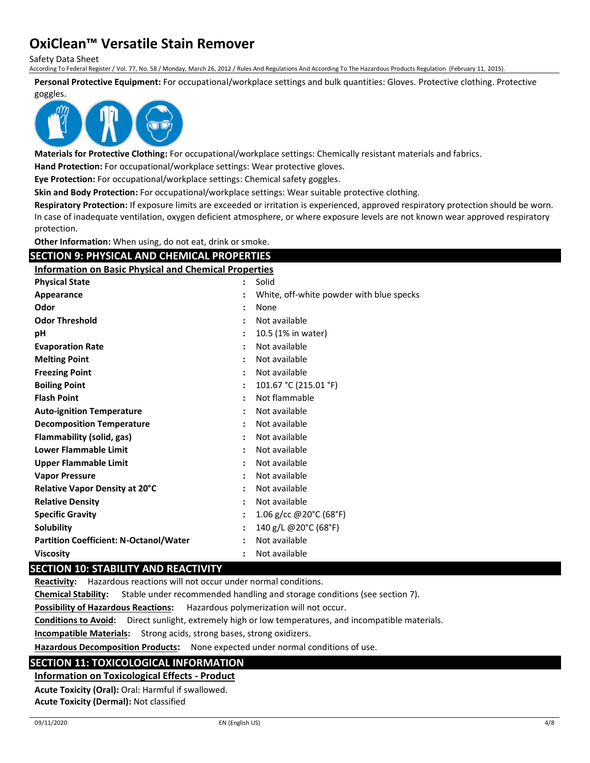**Personal Protective Equipment:** For occupational/workplace settings and bulk quantities: Gloves. Protective clothing. Protective goggles.

**Materials for Protective Clothing:** For occupational/workplace settings: Chemically resistant materials and fabrics.

**Hand Protection:** For occupational/workplace settings: Wear protective gloves.

**Eye Protection:** For occupational/workplace settings: Chemical safety goggles.

**Skin and Body Protection:** For occupational/workplace settings: Wear suitable protective clothing.

**Respiratory Protection:** If exposure limits are exceeded or irritation is experienced, approved respiratory protection should be worn. In case of inadequate ventilation, oxygen deficient atmosphere, or where exposure levels are not known wear approved respiratory protection.

**Other Information:** When using, do not eat, drink or smoke.

## SECTION 9: PHYSICAL AND CHEMICAL PROPERTIES

### Information on Basic Physical and Chemical Properties

| Property | | Value |
|---|---|---|
| **Physical State** | : | Solid |
| **Appearance** | : | White, off-white powder with blue specks |
| **Odor** | : | None |
| **Odor Threshold** | : | Not available |
| **pH** | : | 10.5 (1% in water) |
| **Evaporation Rate** | : | Not available |
| **Melting Point** | : | Not available |
| **Freezing Point** | : | Not available |
| **Boiling Point** | : | 101.67 °C (215.01 °F) |
| **Flash Point** | : | Not flammable |
| **Auto-ignition Temperature** | : | Not available |
| **Decomposition Temperature** | : | Not available |
| **Flammability (solid, gas)** | : | Not available |
| **Lower Flammable Limit** | : | Not available |
| **Upper Flammable Limit** | : | Not available |
| **Vapor Pressure** | : | Not available |
| **Relative Vapor Density at 20°C** | : | Not available |
| **Relative Density** | : | Not available |
| **Specific Gravity** | : | 1.06 g/cc @20°C (68°F) |
| **Solubility** | : | 140 g/L @20°C (68°F) |
| **Partition Coefficient: N-Octanol/Water** | : | Not available |
| **Viscosity** | : | Not available |

## SECTION 10: STABILITY AND REACTIVITY

**Reactivity:** Hazardous reactions will not occur under normal conditions.

**Chemical Stability:** Stable under recommended handling and storage conditions (see section 7).

**Possibility of Hazardous Reactions:** Hazardous polymerization will not occur.

**Conditions to Avoid:** Direct sunlight, extremely high or low temperatures, and incompatible materials.

**Incompatible Materials:** Strong acids, strong bases, strong oxidizers.

**Hazardous Decomposition Products:** None expected under normal conditions of use.

## SECTION 11: TOXICOLOGICAL INFORMATION

### Information on Toxicological Effects - Product

**Acute Toxicity (Oral):** Oral: Harmful if swallowed.

**Acute Toxicity (Dermal):** Not classified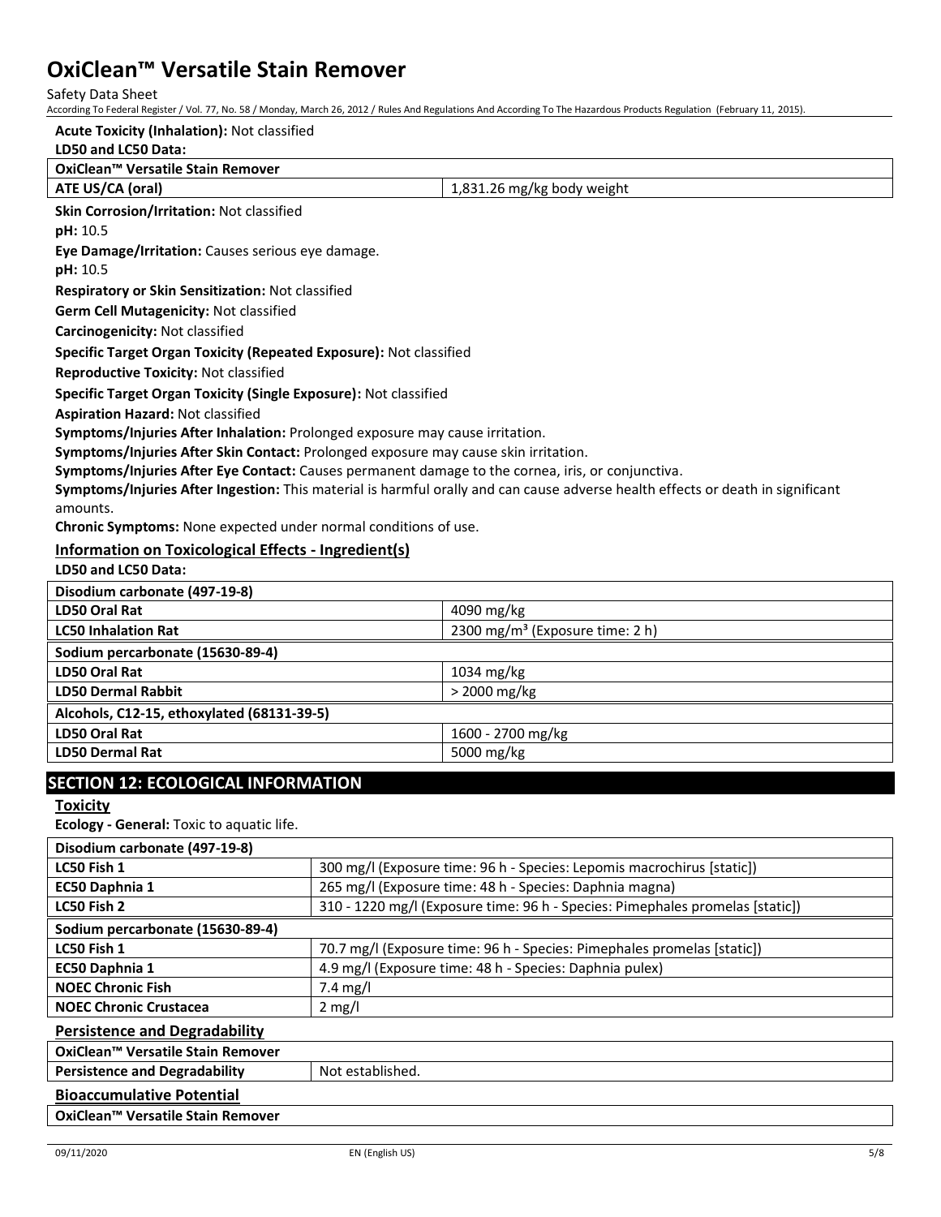**Acute Toxicity (Inhalation):** Not classified

**LD50 and LC50 Data:**

| OxiClean™ Versatile Stain Remover | |
|---|---|
| **ATE US/CA (oral)** | 1,831.26 mg/kg body weight |

**Skin Corrosion/Irritation:** Not classified

**pH:** 10.5

**Eye Damage/Irritation:** Causes serious eye damage.

**pH:** 10.5

**Respiratory or Skin Sensitization:** Not classified

**Germ Cell Mutagenicity:** Not classified

**Carcinogenicity:** Not classified

**Specific Target Organ Toxicity (Repeated Exposure):** Not classified

**Reproductive Toxicity:** Not classified

**Specific Target Organ Toxicity (Single Exposure):** Not classified

**Aspiration Hazard:** Not classified

**Symptoms/Injuries After Inhalation:** Prolonged exposure may cause irritation.

**Symptoms/Injuries After Skin Contact:** Prolonged exposure may cause skin irritation.

**Symptoms/Injuries After Eye Contact:** Causes permanent damage to the cornea, iris, or conjunctiva.

**Symptoms/Injuries After Ingestion:** This material is harmful orally and can cause adverse health effects or death in significant amounts.

**Chronic Symptoms:** None expected under normal conditions of use.

### Information on Toxicological Effects - Ingredient(s)

**LD50 and LC50 Data:**

| Disodium carbonate (497-19-8) | |
|---|---|
| **LD50 Oral Rat** | 4090 mg/kg |
| **LC50 Inhalation Rat** | 2300 mg/m³ (Exposure time: 2 h) |
| **Sodium percarbonate (15630-89-4)** | |
| **LD50 Oral Rat** | 1034 mg/kg |
| **LD50 Dermal Rabbit** | > 2000 mg/kg |
| **Alcohols, C12-15, ethoxylated (68131-39-5)** | |
| **LD50 Oral Rat** | 1600 - 2700 mg/kg |
| **LD50 Dermal Rat** | 5000 mg/kg |

## SECTION 12: ECOLOGICAL INFORMATION

### Toxicity

**Ecology - General:** Toxic to aquatic life.

| Disodium carbonate (497-19-8) | |
|---|---|
| **LC50 Fish 1** | 300 mg/l (Exposure time: 96 h - Species: Lepomis macrochirus [static]) |
| **EC50 Daphnia 1** | 265 mg/l (Exposure time: 48 h - Species: Daphnia magna) |
| **LC50 Fish 2** | 310 - 1220 mg/l (Exposure time: 96 h - Species: Pimephales promelas [static]) |
| **Sodium percarbonate (15630-89-4)** | |
| **LC50 Fish 1** | 70.7 mg/l (Exposure time: 96 h - Species: Pimephales promelas [static]) |
| **EC50 Daphnia 1** | 4.9 mg/l (Exposure time: 48 h - Species: Daphnia pulex) |
| **NOEC Chronic Fish** | 7.4 mg/l |
| **NOEC Chronic Crustacea** | 2 mg/l |

### Persistence and Degradability

| OxiClean™ Versatile Stain Remover | |
|---|---|
| **Persistence and Degradability** | Not established. |

### Bioaccumulative Potential

| OxiClean™ Versatile Stain Remover |
|---|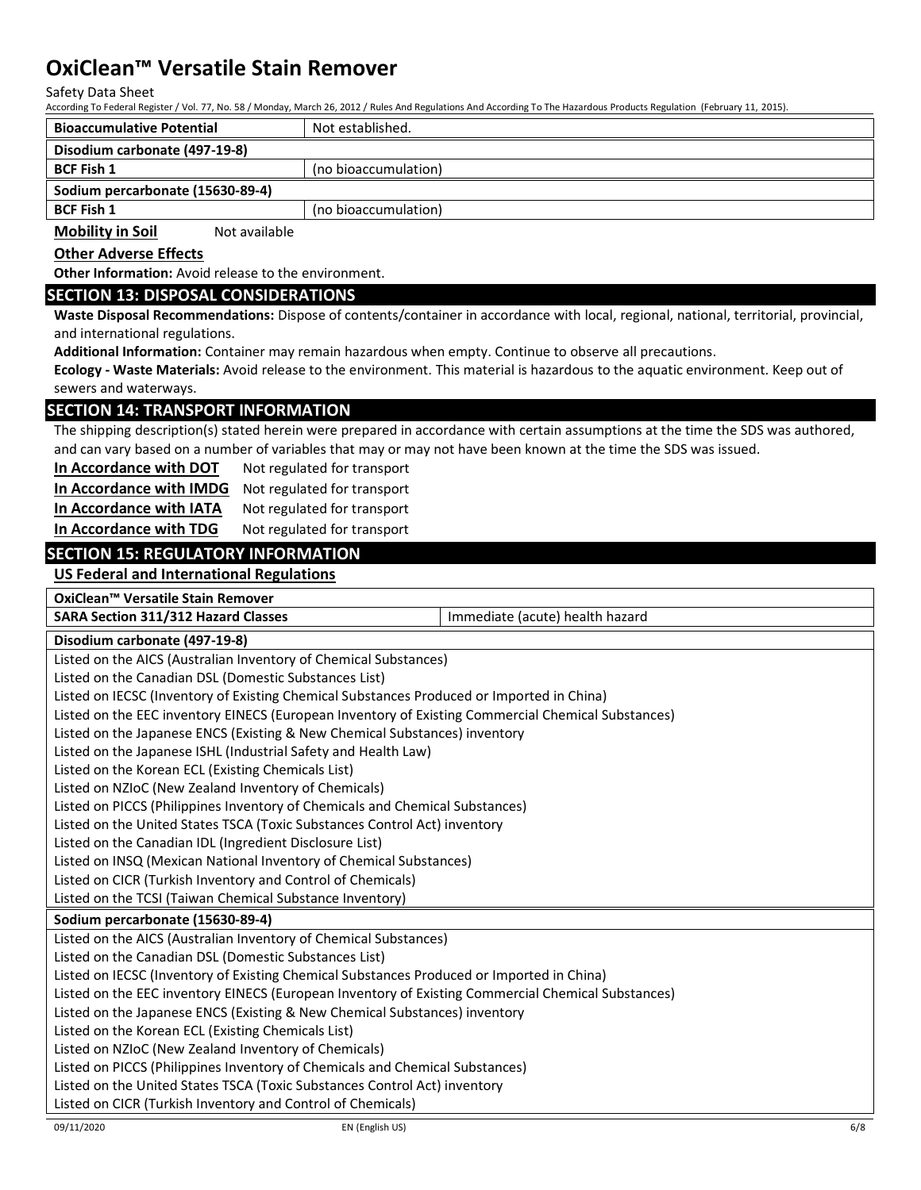| Bioaccumulative Potential | Not established. |
|---|---|
| **Disodium carbonate (497-19-8)** | |
| **BCF Fish 1** | (no bioaccumulation) |
| **Sodium percarbonate (15630-89-4)** | |
| **BCF Fish 1** | (no bioaccumulation) |

**Mobility in Soil** Not available

**Other Adverse Effects**

**Other Information:** Avoid release to the environment.

## SECTION 13: DISPOSAL CONSIDERATIONS

**Waste Disposal Recommendations:** Dispose of contents/container in accordance with local, regional, national, territorial, provincial, and international regulations.

**Additional Information:** Container may remain hazardous when empty. Continue to observe all precautions.

**Ecology - Waste Materials:** Avoid release to the environment. This material is hazardous to the aquatic environment. Keep out of sewers and waterways.

## SECTION 14: TRANSPORT INFORMATION

The shipping description(s) stated herein were prepared in accordance with certain assumptions at the time the SDS was authored, and can vary based on a number of variables that may or may not have been known at the time the SDS was issued.

**In Accordance with DOT** Not regulated for transport

**In Accordance with IMDG** Not regulated for transport

**In Accordance with IATA** Not regulated for transport

**In Accordance with TDG** Not regulated for transport

## SECTION 15: REGULATORY INFORMATION

### US Federal and International Regulations

| OxiClean™ Versatile Stain Remover | |
|---|---|
| **SARA Section 311/312 Hazard Classes** | Immediate (acute) health hazard |

| Disodium carbonate (497-19-8) |
|---|
| Listed on the AICS (Australian Inventory of Chemical Substances) |
| Listed on the Canadian DSL (Domestic Substances List) |
| Listed on IECSC (Inventory of Existing Chemical Substances Produced or Imported in China) |
| Listed on the EEC inventory EINECS (European Inventory of Existing Commercial Chemical Substances) |
| Listed on the Japanese ENCS (Existing & New Chemical Substances) inventory |
| Listed on the Japanese ISHL (Industrial Safety and Health Law) |
| Listed on the Korean ECL (Existing Chemicals List) |
| Listed on NZIoC (New Zealand Inventory of Chemicals) |
| Listed on PICCS (Philippines Inventory of Chemicals and Chemical Substances) |
| Listed on the United States TSCA (Toxic Substances Control Act) inventory |
| Listed on the Canadian IDL (Ingredient Disclosure List) |
| Listed on INSQ (Mexican National Inventory of Chemical Substances) |
| Listed on CICR (Turkish Inventory and Control of Chemicals) |
| Listed on the TCSI (Taiwan Chemical Substance Inventory) |

| Sodium percarbonate (15630-89-4) |
|---|
| Listed on the AICS (Australian Inventory of Chemical Substances) |
| Listed on the Canadian DSL (Domestic Substances List) |
| Listed on IECSC (Inventory of Existing Chemical Substances Produced or Imported in China) |
| Listed on the EEC inventory EINECS (European Inventory of Existing Commercial Chemical Substances) |
| Listed on the Japanese ENCS (Existing & New Chemical Substances) inventory |
| Listed on the Korean ECL (Existing Chemicals List) |
| Listed on NZIoC (New Zealand Inventory of Chemicals) |
| Listed on PICCS (Philippines Inventory of Chemicals and Chemical Substances) |
| Listed on the United States TSCA (Toxic Substances Control Act) inventory |
| Listed on CICR (Turkish Inventory and Control of Chemicals) |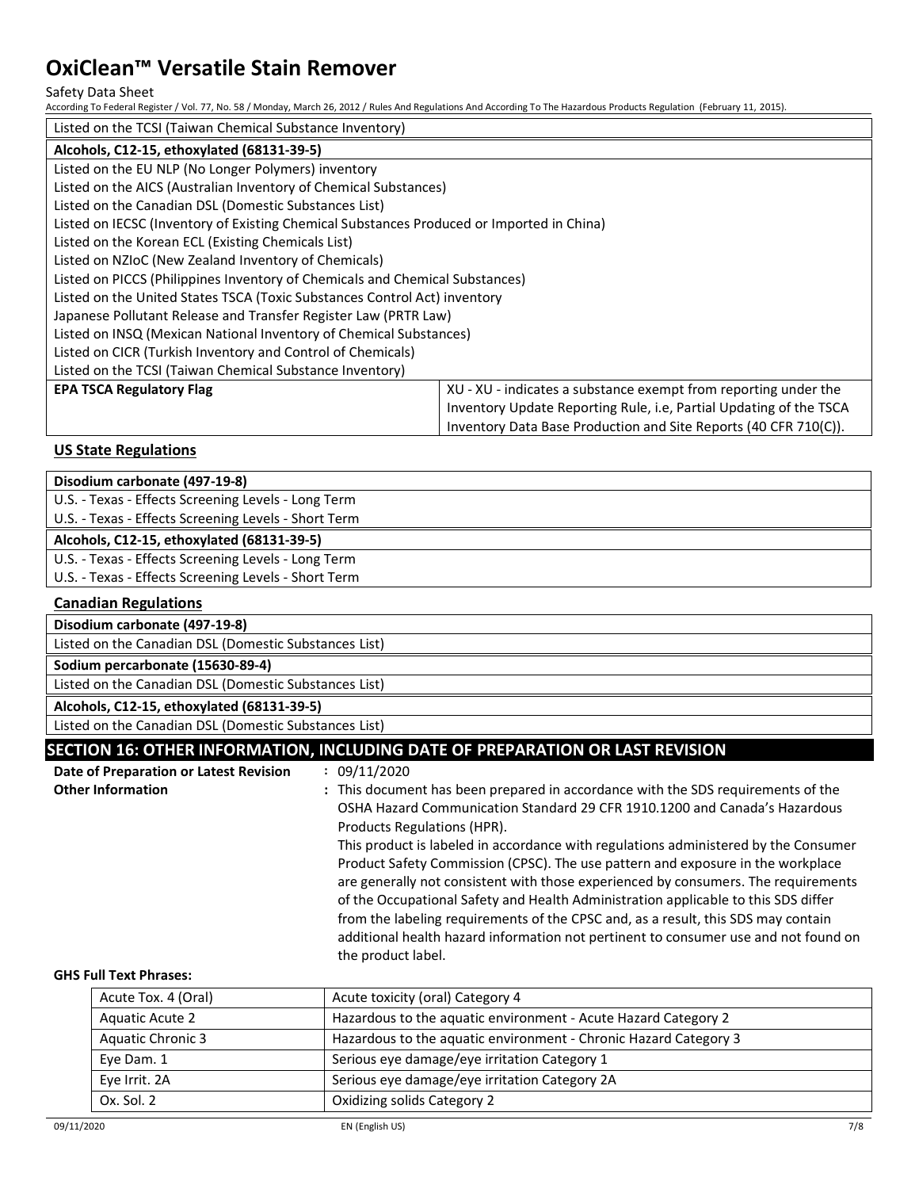| Listed on the TCSI (Taiwan Chemical Substance Inventory) | |
|---|---|
| **Alcohols, C12-15, ethoxylated (68131-39-5)** | |
| Listed on the EU NLP (No Longer Polymers) inventory | |
| Listed on the AICS (Australian Inventory of Chemical Substances) | |
| Listed on the Canadian DSL (Domestic Substances List) | |
| Listed on IECSC (Inventory of Existing Chemical Substances Produced or Imported in China) | |
| Listed on the Korean ECL (Existing Chemicals List) | |
| Listed on NZIoC (New Zealand Inventory of Chemicals) | |
| Listed on PICCS (Philippines Inventory of Chemicals and Chemical Substances) | |
| Listed on the United States TSCA (Toxic Substances Control Act) inventory | |
| Japanese Pollutant Release and Transfer Register Law (PRTR Law) | |
| Listed on INSQ (Mexican National Inventory of Chemical Substances) | |
| Listed on CICR (Turkish Inventory and Control of Chemicals) | |
| Listed on the TCSI (Taiwan Chemical Substance Inventory) | |
| **EPA TSCA Regulatory Flag** | XU - XU - indicates a substance exempt from reporting under the Inventory Update Reporting Rule, i.e, Partial Updating of the TSCA Inventory Data Base Production and Site Reports (40 CFR 710(C)). |

### US State Regulations

| **Disodium carbonate (497-19-8)** |
|---|
| U.S. - Texas - Effects Screening Levels - Long Term |
| U.S. - Texas - Effects Screening Levels - Short Term |
| **Alcohols, C12-15, ethoxylated (68131-39-5)** |
| U.S. - Texas - Effects Screening Levels - Long Term |
| U.S. - Texas - Effects Screening Levels - Short Term |

### Canadian Regulations

| **Disodium carbonate (497-19-8)** |
|---|
| Listed on the Canadian DSL (Domestic Substances List) |
| **Sodium percarbonate (15630-89-4)** |
| Listed on the Canadian DSL (Domestic Substances List) |
| **Alcohols, C12-15, ethoxylated (68131-39-5)** |
| Listed on the Canadian DSL (Domestic Substances List) |

## SECTION 16: OTHER INFORMATION, INCLUDING DATE OF PREPARATION OR LAST REVISION

**Date of Preparation or Latest Revision** : 09/11/2020

**Other Information** : This document has been prepared in accordance with the SDS requirements of the OSHA Hazard Communication Standard 29 CFR 1910.1200 and Canada's Hazardous Products Regulations (HPR).
This product is labeled in accordance with regulations administered by the Consumer Product Safety Commission (CPSC). The use pattern and exposure in the workplace are generally not consistent with those experienced by consumers. The requirements of the Occupational Safety and Health Administration applicable to this SDS differ from the labeling requirements of the CPSC and, as a result, this SDS may contain additional health hazard information not pertinent to consumer use and not found on the product label.

**GHS Full Text Phrases:**

| Acute Tox. 4 (Oral) | Acute toxicity (oral) Category 4 |
|---|---|
| Aquatic Acute 2 | Hazardous to the aquatic environment - Acute Hazard Category 2 |
| Aquatic Chronic 3 | Hazardous to the aquatic environment - Chronic Hazard Category 3 |
| Eye Dam. 1 | Serious eye damage/eye irritation Category 1 |
| Eye Irrit. 2A | Serious eye damage/eye irritation Category 2A |
| Ox. Sol. 2 | Oxidizing solids Category 2 |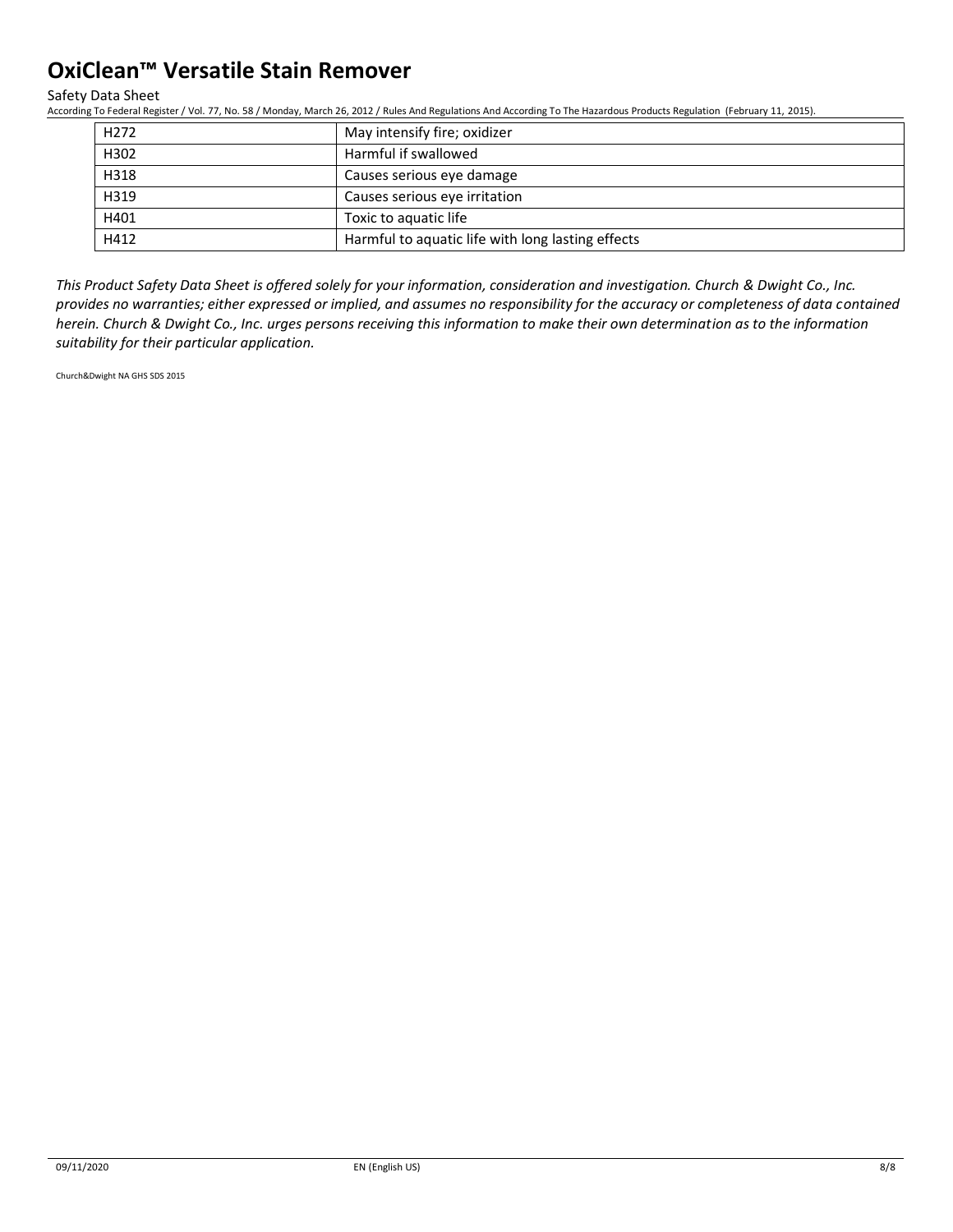| | |
|---|---|
| H272 | May intensify fire; oxidizer |
| H302 | Harmful if swallowed |
| H318 | Causes serious eye damage |
| H319 | Causes serious eye irritation |
| H401 | Toxic to aquatic life |
| H412 | Harmful to aquatic life with long lasting effects |

*This Product Safety Data Sheet is offered solely for your information, consideration and investigation. Church & Dwight Co., Inc. provides no warranties; either expressed or implied, and assumes no responsibility for the accuracy or completeness of data contained herein. Church & Dwight Co., Inc. urges persons receiving this information to make their own determination as to the information suitability for their particular application.*

Church&Dwight NA GHS SDS 2015